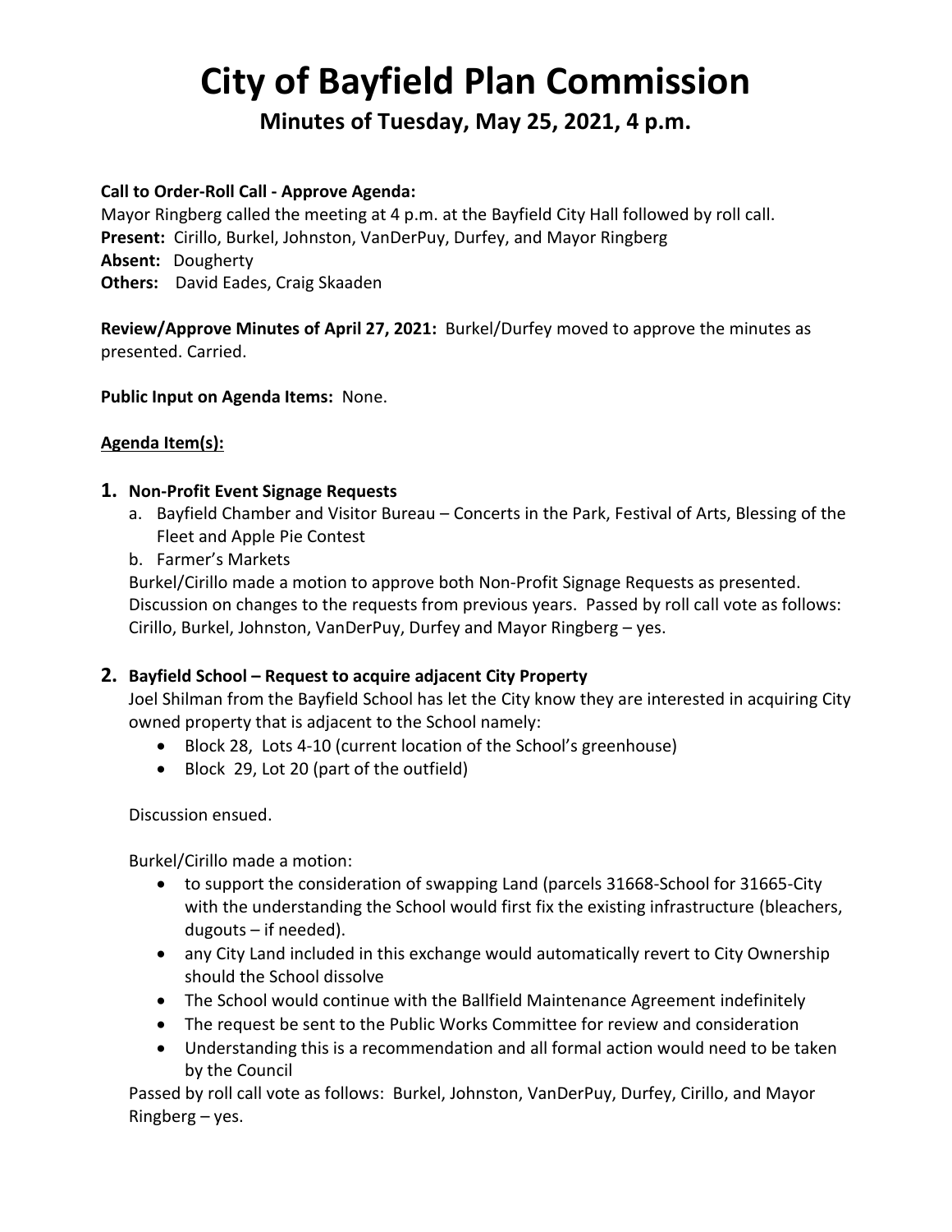# City of Bayfield Plan Commission

## Minutes of Tuesday, May 25, 2021, 4 p.m.

**Call to Order-Roll Call - Approve Agenda:**
Mayor Ringberg called the meeting at 4 p.m. at the Bayfield City Hall followed by roll call.
**Present:** Cirillo, Burkel, Johnston, VanDerPuy, Durfey, and Mayor Ringberg
**Absent:** Dougherty
**Others:** David Eades, Craig Skaaden

**Review/Approve Minutes of April 27, 2021:** Burkel/Durfey moved to approve the minutes as presented. Carried.

**Public Input on Agenda Items:** None.

**Agenda Item(s):**

**1. Non-Profit Event Signage Requests**

a. Bayfield Chamber and Visitor Bureau – Concerts in the Park, Festival of Arts, Blessing of the Fleet and Apple Pie Contest
b. Farmer's Markets

Burkel/Cirillo made a motion to approve both Non-Profit Signage Requests as presented. Discussion on changes to the requests from previous years. Passed by roll call vote as follows: Cirillo, Burkel, Johnston, VanDerPuy, Durfey and Mayor Ringberg – yes.

**2. Bayfield School – Request to acquire adjacent City Property**

Joel Shilman from the Bayfield School has let the City know they are interested in acquiring City owned property that is adjacent to the School namely:

- Block 28, Lots 4-10 (current location of the School's greenhouse)
- Block 29, Lot 20 (part of the outfield)

Discussion ensued.

Burkel/Cirillo made a motion:

- to support the consideration of swapping Land (parcels 31668-School for 31665-City with the understanding the School would first fix the existing infrastructure (bleachers, dugouts – if needed).
- any City Land included in this exchange would automatically revert to City Ownership should the School dissolve
- The School would continue with the Ballfield Maintenance Agreement indefinitely
- The request be sent to the Public Works Committee for review and consideration
- Understanding this is a recommendation and all formal action would need to be taken by the Council

Passed by roll call vote as follows: Burkel, Johnston, VanDerPuy, Durfey, Cirillo, and Mayor Ringberg – yes.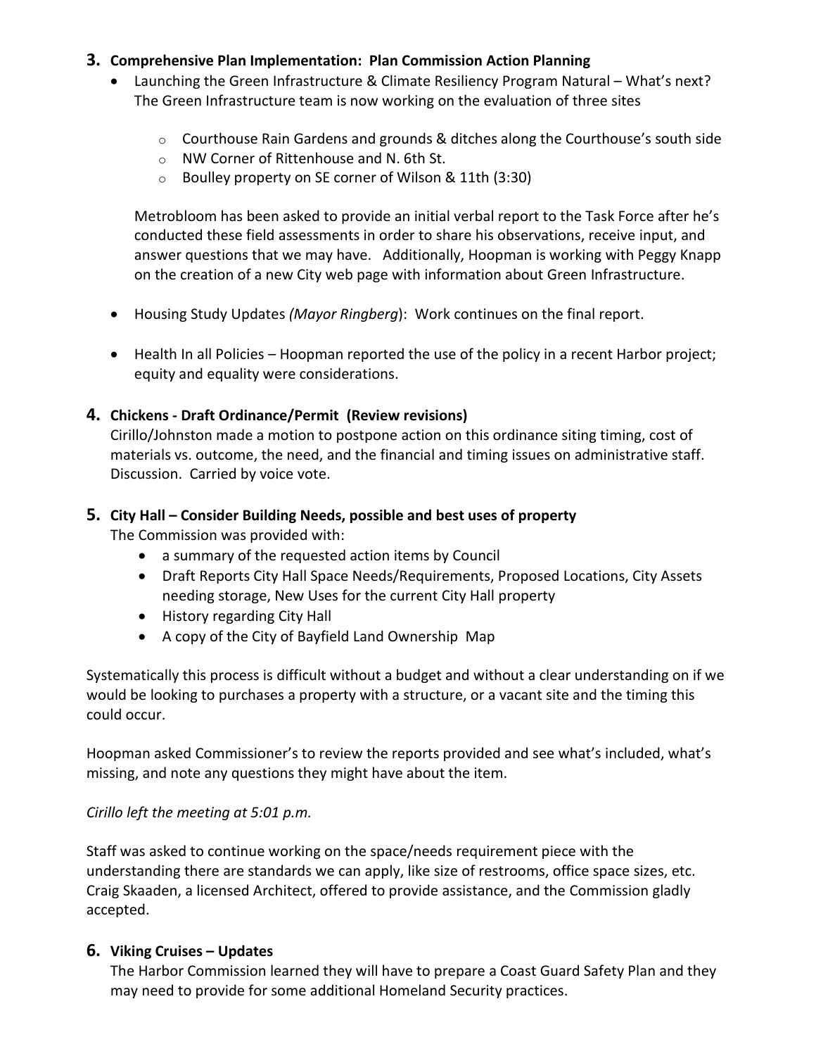**3. Comprehensive Plan Implementation: Plan Commission Action Planning**

- Launching the Green Infrastructure & Climate Resiliency Program Natural – What's next? The Green Infrastructure team is now working on the evaluation of three sites
    - Courthouse Rain Gardens and grounds & ditches along the Courthouse's south side
    - NW Corner of Rittenhouse and N. 6th St.
    - Boulley property on SE corner of Wilson & 11th (3:30)

  Metrobloom has been asked to provide an initial verbal report to the Task Force after he's conducted these field assessments in order to share his observations, receive input, and answer questions that we may have. Additionally, Hoopman is working with Peggy Knapp on the creation of a new City web page with information about Green Infrastructure.

- Housing Study Updates *(Mayor Ringberg*): Work continues on the final report.

- Health In all Policies – Hoopman reported the use of the policy in a recent Harbor project; equity and equality were considerations.

**4. Chickens - Draft Ordinance/Permit (Review revisions)**

Cirillo/Johnston made a motion to postpone action on this ordinance siting timing, cost of materials vs. outcome, the need, and the financial and timing issues on administrative staff. Discussion. Carried by voice vote.

**5. City Hall – Consider Building Needs, possible and best uses of property**

The Commission was provided with:

- a summary of the requested action items by Council
- Draft Reports City Hall Space Needs/Requirements, Proposed Locations, City Assets needing storage, New Uses for the current City Hall property
- History regarding City Hall
- A copy of the City of Bayfield Land Ownership Map

Systematically this process is difficult without a budget and without a clear understanding on if we would be looking to purchases a property with a structure, or a vacant site and the timing this could occur.

Hoopman asked Commissioner's to review the reports provided and see what's included, what's missing, and note any questions they might have about the item.

*Cirillo left the meeting at 5:01 p.m.*

Staff was asked to continue working on the space/needs requirement piece with the understanding there are standards we can apply, like size of restrooms, office space sizes, etc. Craig Skaaden, a licensed Architect, offered to provide assistance, and the Commission gladly accepted.

**6. Viking Cruises – Updates**

The Harbor Commission learned they will have to prepare a Coast Guard Safety Plan and they may need to provide for some additional Homeland Security practices.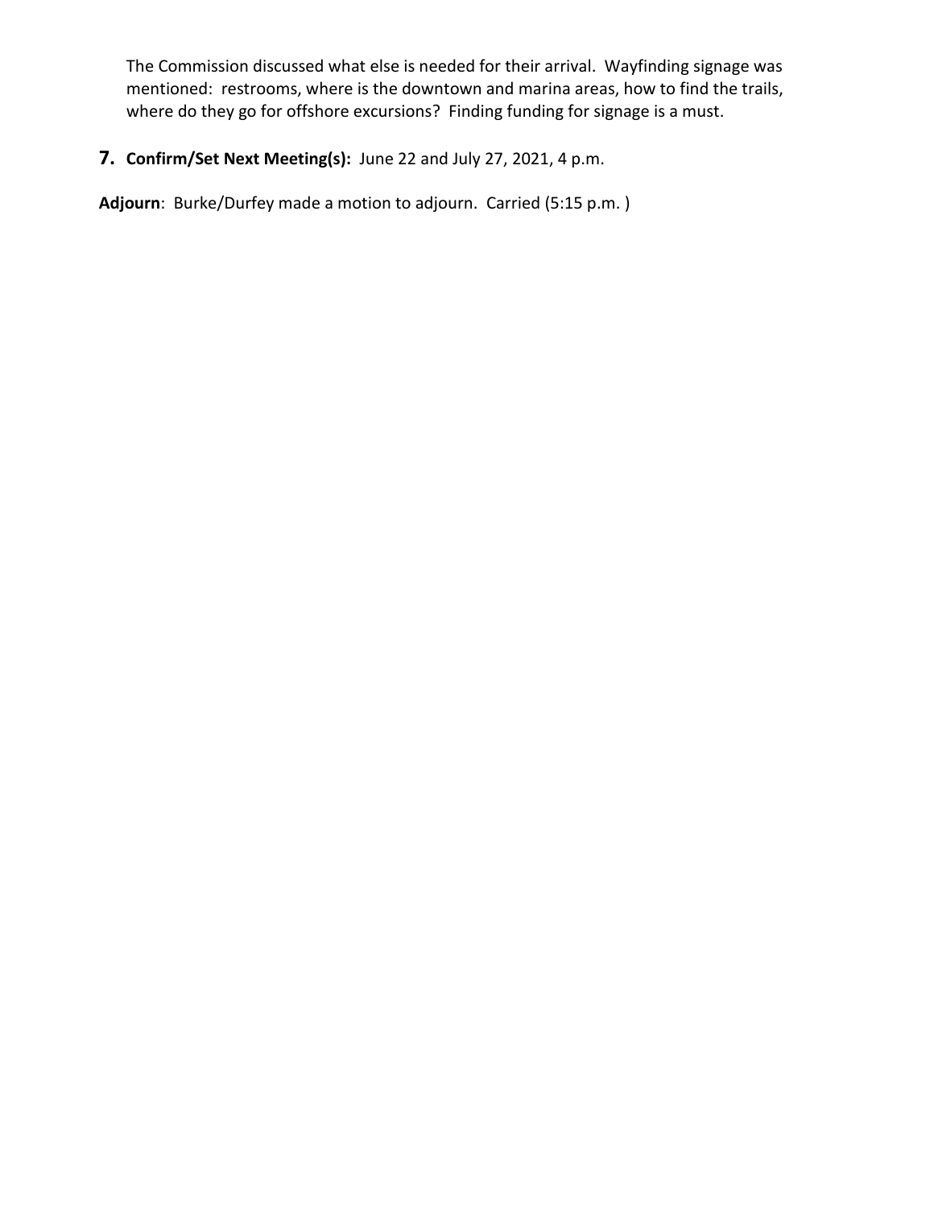The Commission discussed what else is needed for their arrival. Wayfinding signage was mentioned: restrooms, where is the downtown and marina areas, how to find the trails, where do they go for offshore excursions? Finding funding for signage is a must.

**7. Confirm/Set Next Meeting(s):** June 22 and July 27, 2021, 4 p.m.

**Adjourn**: Burke/Durfey made a motion to adjourn. Carried (5:15 p.m. )